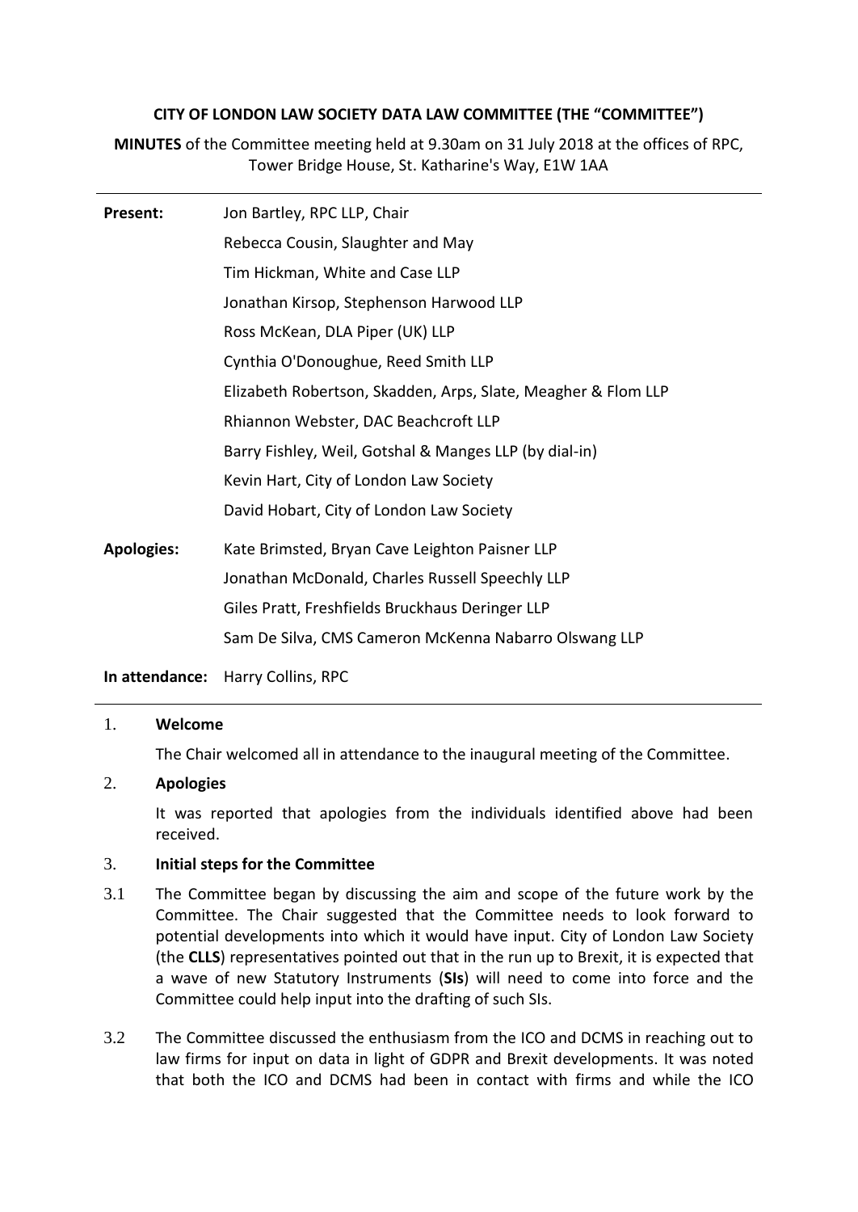**CITY OF LONDON LAW SOCIETY DATA LAW COMMITTEE (THE "COMMITTEE")**

**MINUTES** of the Committee meeting held at 9.30am on 31 July 2018 at the offices of RPC, Tower Bridge House, St. Katharine's Way, E1W 1AA

| | |
|---|---|
| **Present:** | Jon Bartley, RPC LLP, Chair |
| | Rebecca Cousin, Slaughter and May |
| | Tim Hickman, White and Case LLP |
| | Jonathan Kirsop, Stephenson Harwood LLP |
| | Ross McKean, DLA Piper (UK) LLP |
| | Cynthia O'Donoughue, Reed Smith LLP |
| | Elizabeth Robertson, Skadden, Arps, Slate, Meagher & Flom LLP |
| | Rhiannon Webster, DAC Beachcroft LLP |
| | Barry Fishley, Weil, Gotshal & Manges LLP (by dial-in) |
| | Kevin Hart, City of London Law Society |
| | David Hobart, City of London Law Society |
| **Apologies:** | Kate Brimsted, Bryan Cave Leighton Paisner LLP |
| | Jonathan McDonald, Charles Russell Speechly LLP |
| | Giles Pratt, Freshfields Bruckhaus Deringer LLP |
| | Sam De Silva, CMS Cameron McKenna Nabarro Olswang LLP |
| **In attendance:** | Harry Collins, RPC |

1. **Welcome**

   The Chair welcomed all in attendance to the inaugural meeting of the Committee.

2. **Apologies**

   It was reported that apologies from the individuals identified above had been received.

3. **Initial steps for the Committee**

3.1 The Committee began by discussing the aim and scope of the future work by the Committee. The Chair suggested that the Committee needs to look forward to potential developments into which it would have input. City of London Law Society (the **CLLS**) representatives pointed out that in the run up to Brexit, it is expected that a wave of new Statutory Instruments (**SIs**) will need to come into force and the Committee could help input into the drafting of such SIs.

3.2 The Committee discussed the enthusiasm from the ICO and DCMS in reaching out to law firms for input on data in light of GDPR and Brexit developments. It was noted that both the ICO and DCMS had been in contact with firms and while the ICO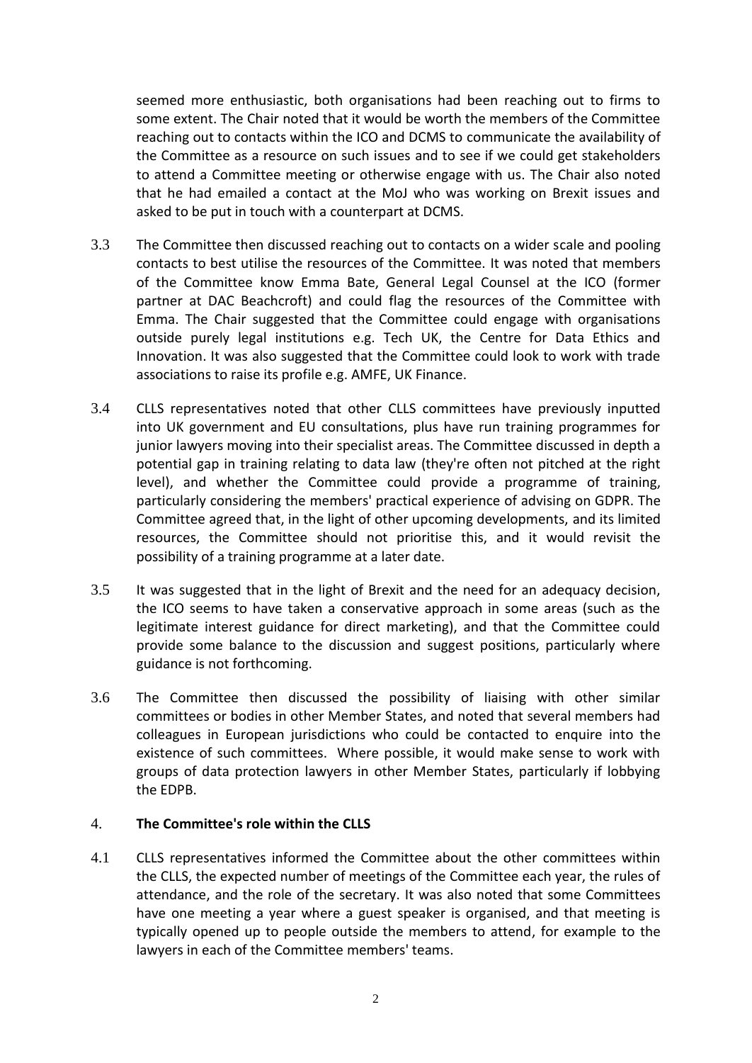seemed more enthusiastic, both organisations had been reaching out to firms to some extent. The Chair noted that it would be worth the members of the Committee reaching out to contacts within the ICO and DCMS to communicate the availability of the Committee as a resource on such issues and to see if we could get stakeholders to attend a Committee meeting or otherwise engage with us. The Chair also noted that he had emailed a contact at the MoJ who was working on Brexit issues and asked to be put in touch with a counterpart at DCMS.

3.3 The Committee then discussed reaching out to contacts on a wider scale and pooling contacts to best utilise the resources of the Committee. It was noted that members of the Committee know Emma Bate, General Legal Counsel at the ICO (former partner at DAC Beachcroft) and could flag the resources of the Committee with Emma. The Chair suggested that the Committee could engage with organisations outside purely legal institutions e.g. Tech UK, the Centre for Data Ethics and Innovation. It was also suggested that the Committee could look to work with trade associations to raise its profile e.g. AMFE, UK Finance.

3.4 CLLS representatives noted that other CLLS committees have previously inputted into UK government and EU consultations, plus have run training programmes for junior lawyers moving into their specialist areas. The Committee discussed in depth a potential gap in training relating to data law (they're often not pitched at the right level), and whether the Committee could provide a programme of training, particularly considering the members' practical experience of advising on GDPR. The Committee agreed that, in the light of other upcoming developments, and its limited resources, the Committee should not prioritise this, and it would revisit the possibility of a training programme at a later date.

3.5 It was suggested that in the light of Brexit and the need for an adequacy decision, the ICO seems to have taken a conservative approach in some areas (such as the legitimate interest guidance for direct marketing), and that the Committee could provide some balance to the discussion and suggest positions, particularly where guidance is not forthcoming.

3.6 The Committee then discussed the possibility of liaising with other similar committees or bodies in other Member States, and noted that several members had colleagues in European jurisdictions who could be contacted to enquire into the existence of such committees. Where possible, it would make sense to work with groups of data protection lawyers in other Member States, particularly if lobbying the EDPB.

4. **The Committee's role within the CLLS**

4.1 CLLS representatives informed the Committee about the other committees within the CLLS, the expected number of meetings of the Committee each year, the rules of attendance, and the role of the secretary. It was also noted that some Committees have one meeting a year where a guest speaker is organised, and that meeting is typically opened up to people outside the members to attend, for example to the lawyers in each of the Committee members' teams.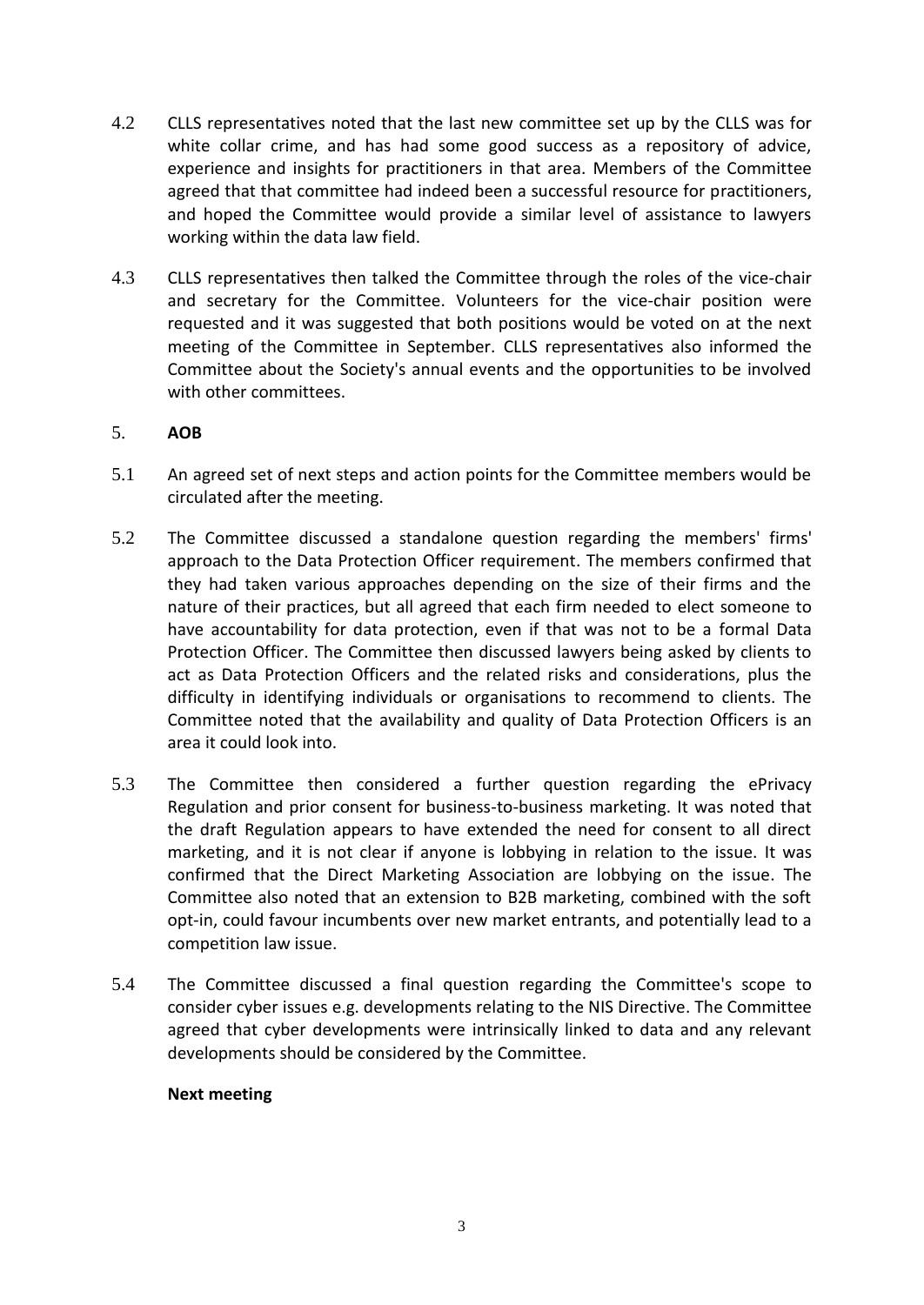4.2 CLLS representatives noted that the last new committee set up by the CLLS was for white collar crime, and has had some good success as a repository of advice, experience and insights for practitioners in that area. Members of the Committee agreed that that committee had indeed been a successful resource for practitioners, and hoped the Committee would provide a similar level of assistance to lawyers working within the data law field.

4.3 CLLS representatives then talked the Committee through the roles of the vice-chair and secretary for the Committee. Volunteers for the vice-chair position were requested and it was suggested that both positions would be voted on at the next meeting of the Committee in September. CLLS representatives also informed the Committee about the Society's annual events and the opportunities to be involved with other committees.

5. **AOB**

5.1 An agreed set of next steps and action points for the Committee members would be circulated after the meeting.

5.2 The Committee discussed a standalone question regarding the members' firms' approach to the Data Protection Officer requirement. The members confirmed that they had taken various approaches depending on the size of their firms and the nature of their practices, but all agreed that each firm needed to elect someone to have accountability for data protection, even if that was not to be a formal Data Protection Officer. The Committee then discussed lawyers being asked by clients to act as Data Protection Officers and the related risks and considerations, plus the difficulty in identifying individuals or organisations to recommend to clients. The Committee noted that the availability and quality of Data Protection Officers is an area it could look into.

5.3 The Committee then considered a further question regarding the ePrivacy Regulation and prior consent for business-to-business marketing. It was noted that the draft Regulation appears to have extended the need for consent to all direct marketing, and it is not clear if anyone is lobbying in relation to the issue. It was confirmed that the Direct Marketing Association are lobbying on the issue. The Committee also noted that an extension to B2B marketing, combined with the soft opt-in, could favour incumbents over new market entrants, and potentially lead to a competition law issue.

5.4 The Committee discussed a final question regarding the Committee's scope to consider cyber issues e.g. developments relating to the NIS Directive. The Committee agreed that cyber developments were intrinsically linked to data and any relevant developments should be considered by the Committee.

**Next meeting**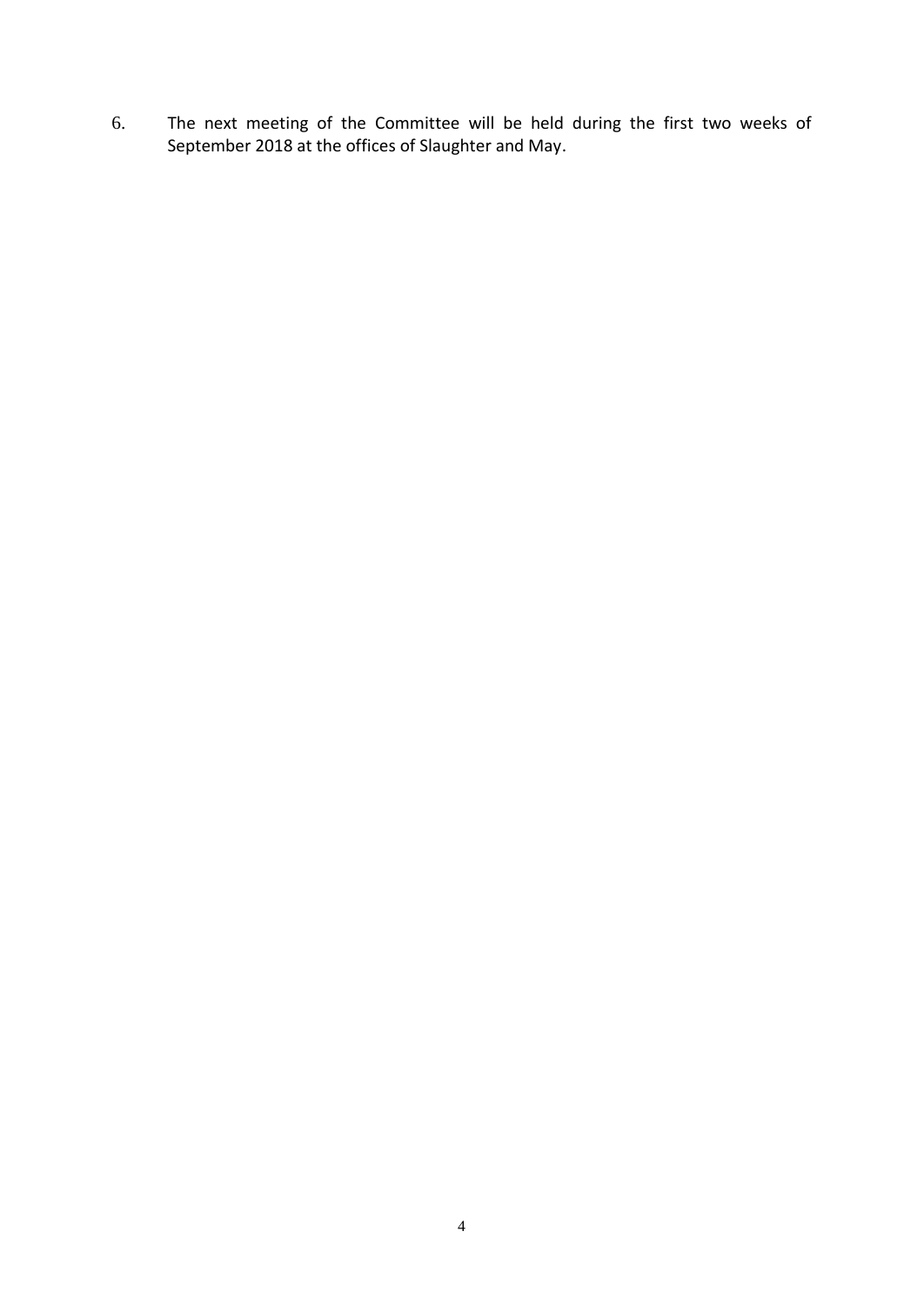6. The next meeting of the Committee will be held during the first two weeks of September 2018 at the offices of Slaughter and May.